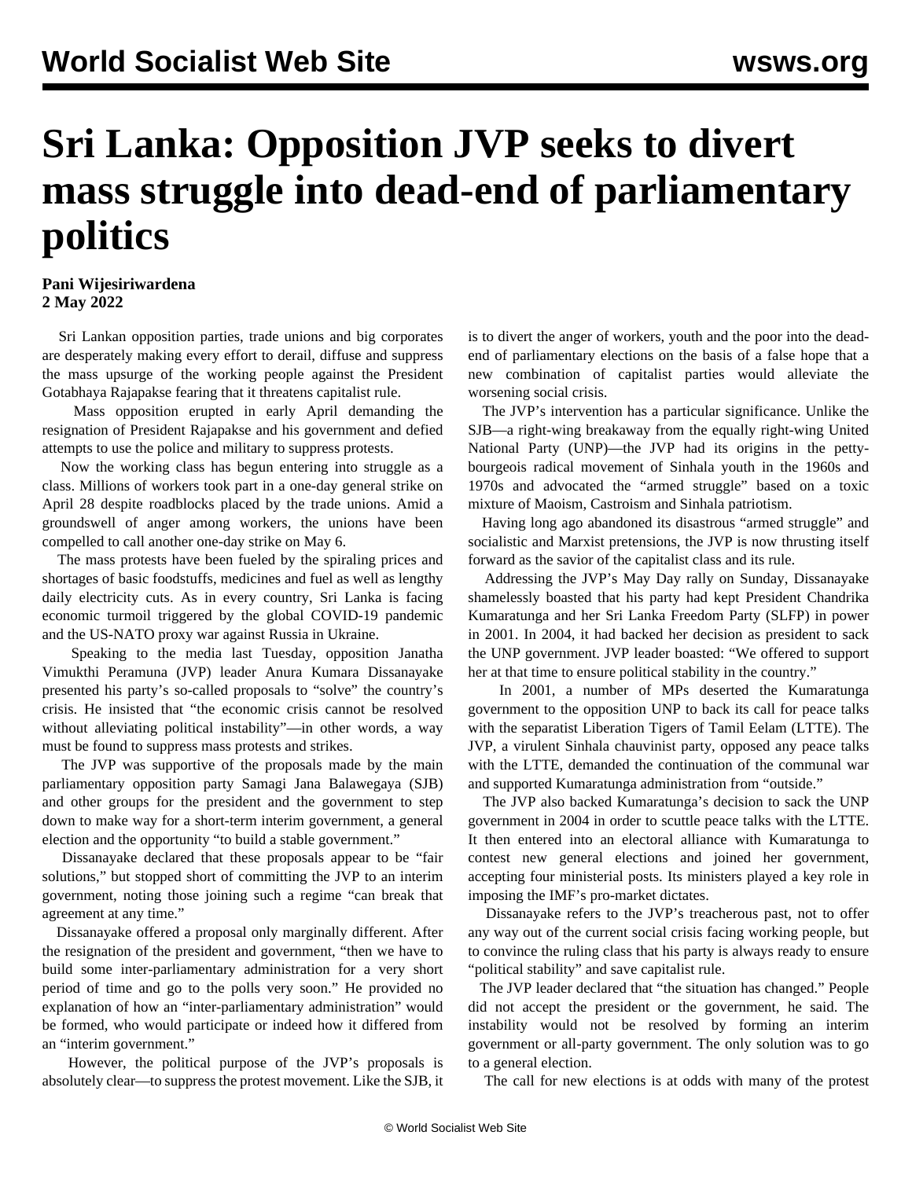# Sri Lanka: Opposition JVP seeks to divert mass struggle into dead-end of parliamentary politics

**Pani Wijesiriwardena**
**2 May 2022**

Sri Lankan opposition parties, trade unions and big corporates are desperately making every effort to derail, diffuse and suppress the mass upsurge of the working people against the President Gotabhaya Rajapakse fearing that it threatens capitalist rule.

Mass opposition erupted in early April demanding the resignation of President Rajapakse and his government and defied attempts to use the police and military to suppress protests.

Now the working class has begun entering into struggle as a class. Millions of workers took part in a one-day general strike on April 28 despite roadblocks placed by the trade unions. Amid a groundswell of anger among workers, the unions have been compelled to call another one-day strike on May 6.

The mass protests have been fueled by the spiraling prices and shortages of basic foodstuffs, medicines and fuel as well as lengthy daily electricity cuts. As in every country, Sri Lanka is facing economic turmoil triggered by the global COVID-19 pandemic and the US-NATO proxy war against Russia in Ukraine.

Speaking to the media last Tuesday, opposition Janatha Vimukthi Peramuna (JVP) leader Anura Kumara Dissanayake presented his party's so-called proposals to "solve" the country's crisis. He insisted that "the economic crisis cannot be resolved without alleviating political instability"—in other words, a way must be found to suppress mass protests and strikes.

The JVP was supportive of the proposals made by the main parliamentary opposition party Samagi Jana Balawegaya (SJB) and other groups for the president and the government to step down to make way for a short-term interim government, a general election and the opportunity "to build a stable government."

Dissanayake declared that these proposals appear to be "fair solutions," but stopped short of committing the JVP to an interim government, noting those joining such a regime "can break that agreement at any time."

Dissanayake offered a proposal only marginally different. After the resignation of the president and government, "then we have to build some inter-parliamentary administration for a very short period of time and go to the polls very soon." He provided no explanation of how an "inter-parliamentary administration" would be formed, who would participate or indeed how it differed from an "interim government."

However, the political purpose of the JVP's proposals is absolutely clear—to suppress the protest movement. Like the SJB, it is to divert the anger of workers, youth and the poor into the dead-end of parliamentary elections on the basis of a false hope that a new combination of capitalist parties would alleviate the worsening social crisis.

The JVP's intervention has a particular significance. Unlike the SJB—a right-wing breakaway from the equally right-wing United National Party (UNP)—the JVP had its origins in the petty-bourgeois radical movement of Sinhala youth in the 1960s and 1970s and advocated the "armed struggle" based on a toxic mixture of Maoism, Castroism and Sinhala patriotism.

Having long ago abandoned its disastrous "armed struggle" and socialistic and Marxist pretensions, the JVP is now thrusting itself forward as the savior of the capitalist class and its rule.

Addressing the JVP's May Day rally on Sunday, Dissanayake shamelessly boasted that his party had kept President Chandrika Kumaratunga and her Sri Lanka Freedom Party (SLFP) in power in 2001. In 2004, it had backed her decision as president to sack the UNP government. JVP leader boasted: "We offered to support her at that time to ensure political stability in the country."

In 2001, a number of MPs deserted the Kumaratunga government to the opposition UNP to back its call for peace talks with the separatist Liberation Tigers of Tamil Eelam (LTTE). The JVP, a virulent Sinhala chauvinist party, opposed any peace talks with the LTTE, demanded the continuation of the communal war and supported Kumaratunga administration from "outside."

The JVP also backed Kumaratunga's decision to sack the UNP government in 2004 in order to scuttle peace talks with the LTTE. It then entered into an electoral alliance with Kumaratunga to contest new general elections and joined her government, accepting four ministerial posts. Its ministers played a key role in imposing the IMF's pro-market dictates.

Dissanayake refers to the JVP's treacherous past, not to offer any way out of the current social crisis facing working people, but to convince the ruling class that his party is always ready to ensure "political stability" and save capitalist rule.

The JVP leader declared that "the situation has changed." People did not accept the president or the government, he said. The instability would not be resolved by forming an interim government or all-party government. The only solution was to go to a general election.

The call for new elections is at odds with many of the protest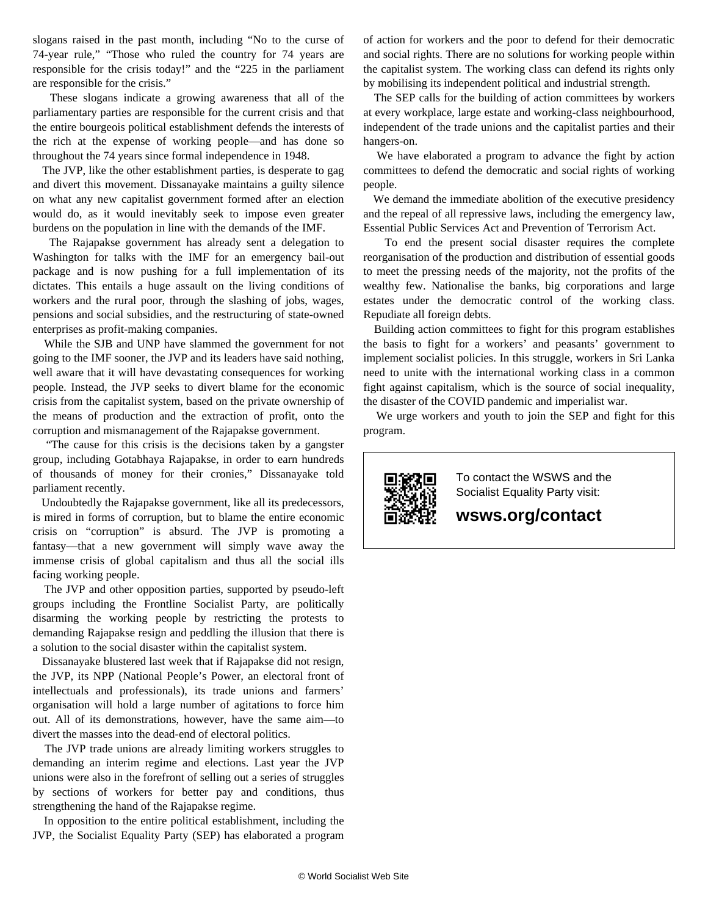slogans raised in the past month, including "No to the curse of 74-year rule," "Those who ruled the country for 74 years are responsible for the crisis today!" and the "225 in the parliament are responsible for the crisis."

These slogans indicate a growing awareness that all of the parliamentary parties are responsible for the current crisis and that the entire bourgeois political establishment defends the interests of the rich at the expense of working people—and has done so throughout the 74 years since formal independence in 1948.

The JVP, like the other establishment parties, is desperate to gag and divert this movement. Dissanayake maintains a guilty silence on what any new capitalist government formed after an election would do, as it would inevitably seek to impose even greater burdens on the population in line with the demands of the IMF.

The Rajapakse government has already sent a delegation to Washington for talks with the IMF for an emergency bail-out package and is now pushing for a full implementation of its dictates. This entails a huge assault on the living conditions of workers and the rural poor, through the slashing of jobs, wages, pensions and social subsidies, and the restructuring of state-owned enterprises as profit-making companies.

While the SJB and UNP have slammed the government for not going to the IMF sooner, the JVP and its leaders have said nothing, well aware that it will have devastating consequences for working people. Instead, the JVP seeks to divert blame for the economic crisis from the capitalist system, based on the private ownership of the means of production and the extraction of profit, onto the corruption and mismanagement of the Rajapakse government.

"The cause for this crisis is the decisions taken by a gangster group, including Gotabhaya Rajapakse, in order to earn hundreds of thousands of money for their cronies," Dissanayake told parliament recently.

Undoubtedly the Rajapakse government, like all its predecessors, is mired in forms of corruption, but to blame the entire economic crisis on "corruption" is absurd. The JVP is promoting a fantasy—that a new government will simply wave away the immense crisis of global capitalism and thus all the social ills facing working people.

The JVP and other opposition parties, supported by pseudo-left groups including the Frontline Socialist Party, are politically disarming the working people by restricting the protests to demanding Rajapakse resign and peddling the illusion that there is a solution to the social disaster within the capitalist system.

Dissanayake blustered last week that if Rajapakse did not resign, the JVP, its NPP (National People's Power, an electoral front of intellectuals and professionals), its trade unions and farmers' organisation will hold a large number of agitations to force him out. All of its demonstrations, however, have the same aim—to divert the masses into the dead-end of electoral politics.

The JVP trade unions are already limiting workers struggles to demanding an interim regime and elections. Last year the JVP unions were also in the forefront of selling out a series of struggles by sections of workers for better pay and conditions, thus strengthening the hand of the Rajapakse regime.

In opposition to the entire political establishment, including the JVP, the Socialist Equality Party (SEP) has elaborated a program of action for workers and the poor to defend for their democratic and social rights. There are no solutions for working people within the capitalist system. The working class can defend its rights only by mobilising its independent political and industrial strength.

The SEP calls for the building of action committees by workers at every workplace, large estate and working-class neighbourhood, independent of the trade unions and the capitalist parties and their hangers-on.

We have elaborated a program to advance the fight by action committees to defend the democratic and social rights of working people.

We demand the immediate abolition of the executive presidency and the repeal of all repressive laws, including the emergency law, Essential Public Services Act and Prevention of Terrorism Act.

To end the present social disaster requires the complete reorganisation of the production and distribution of essential goods to meet the pressing needs of the majority, not the profits of the wealthy few. Nationalise the banks, big corporations and large estates under the democratic control of the working class. Repudiate all foreign debts.

Building action committees to fight for this program establishes the basis to fight for a workers' and peasants' government to implement socialist policies. In this struggle, workers in Sri Lanka need to unite with the international working class in a common fight against capitalism, which is the source of social inequality, the disaster of the COVID pandemic and imperialist war.

We urge workers and youth to join the SEP and fight for this program.

To contact the WSWS and the Socialist Equality Party visit:

**wsws.org/contact**